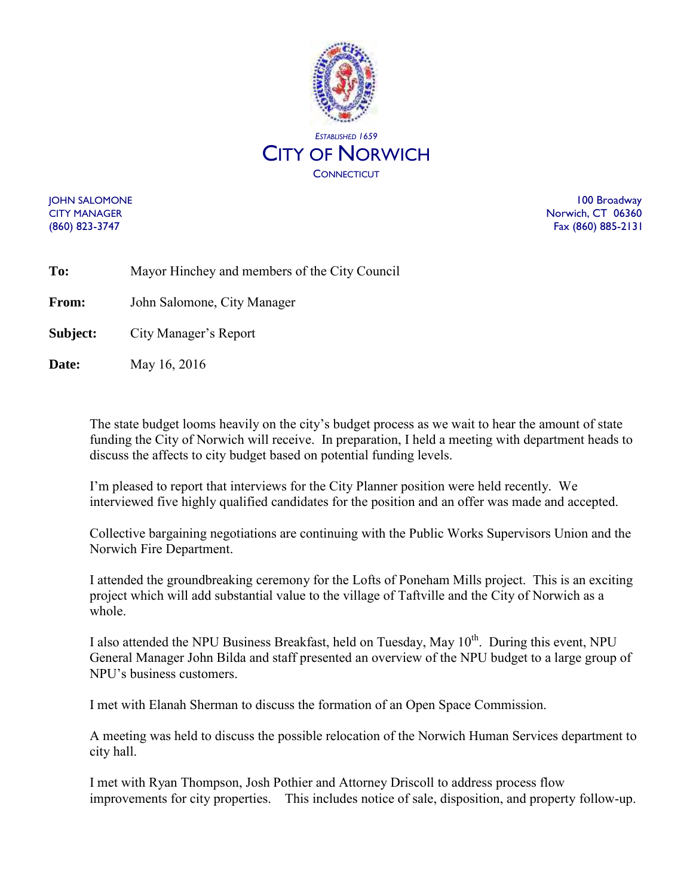*Established 1659*

# City of Norwich

Connecticut

JOHN SALOMONE
CITY MANAGER
(860) 823-3747

100 Broadway
Norwich, CT 06360
Fax (860) 885-2131

**To:** Mayor Hinchey and members of the City Council

**From:** John Salomone, City Manager

**Subject:** City Manager's Report

**Date:** May 16, 2016

The state budget looms heavily on the city's budget process as we wait to hear the amount of state funding the City of Norwich will receive. In preparation, I held a meeting with department heads to discuss the affects to city budget based on potential funding levels.

I'm pleased to report that interviews for the City Planner position were held recently. We interviewed five highly qualified candidates for the position and an offer was made and accepted.

Collective bargaining negotiations are continuing with the Public Works Supervisors Union and the Norwich Fire Department.

I attended the groundbreaking ceremony for the Lofts of Poneham Mills project. This is an exciting project which will add substantial value to the village of Taftville and the City of Norwich as a whole.

I also attended the NPU Business Breakfast, held on Tuesday, May 10th. During this event, NPU General Manager John Bilda and staff presented an overview of the NPU budget to a large group of NPU's business customers.

I met with Elanah Sherman to discuss the formation of an Open Space Commission.

A meeting was held to discuss the possible relocation of the Norwich Human Services department to city hall.

I met with Ryan Thompson, Josh Pothier and Attorney Driscoll to address process flow improvements for city properties. This includes notice of sale, disposition, and property follow-up.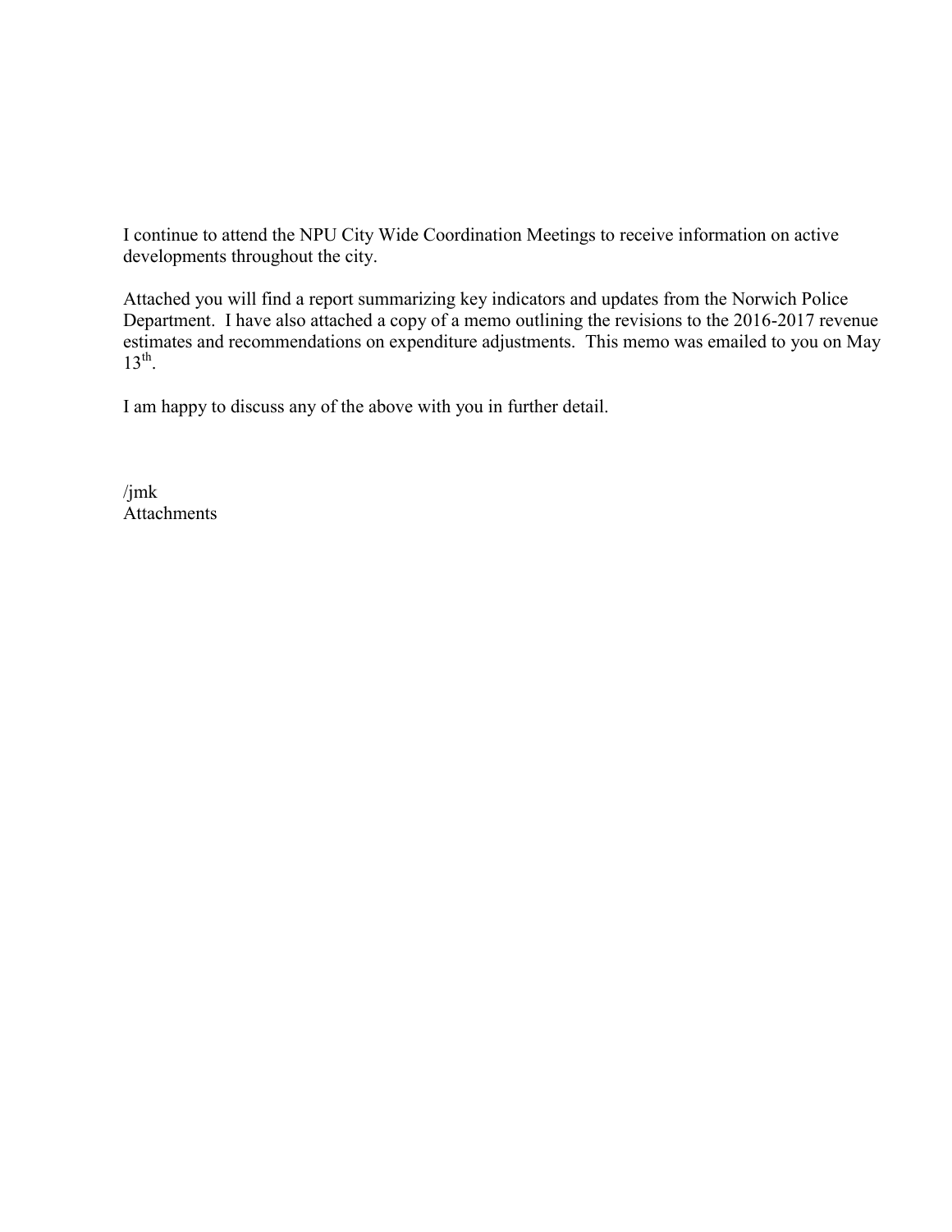I continue to attend the NPU City Wide Coordination Meetings to receive information on active developments throughout the city.

Attached you will find a report summarizing key indicators and updates from the Norwich Police Department. I have also attached a copy of a memo outlining the revisions to the 2016-2017 revenue estimates and recommendations on expenditure adjustments. This memo was emailed to you on May 13th.

I am happy to discuss any of the above with you in further detail.

/jmk
Attachments